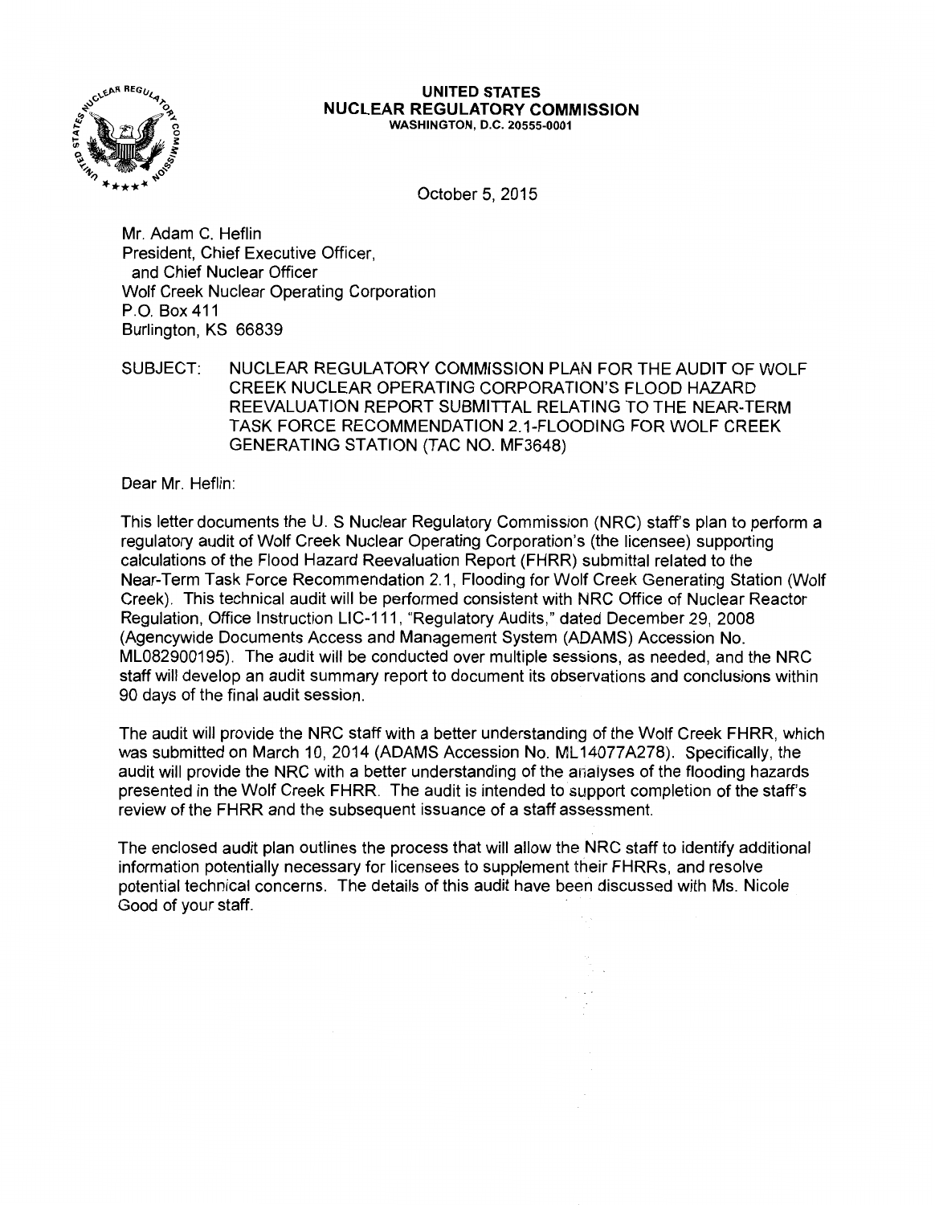**UNITED STATES**
**NUCLEAR REGULATORY COMMISSION**
**WASHINGTON, D.C. 20555-0001**

October 5, 2015

Mr. Adam C. Heflin
President, Chief Executive Officer,
and Chief Nuclear Officer
Wolf Creek Nuclear Operating Corporation
P.O. Box 411
Burlington, KS 66839

SUBJECT: NUCLEAR REGULATORY COMMISSION PLAN FOR THE AUDIT OF WOLF CREEK NUCLEAR OPERATING CORPORATION'S FLOOD HAZARD REEVALUATION REPORT SUBMITTAL RELATING TO THE NEAR-TERM TASK FORCE RECOMMENDATION 2.1-FLOODING FOR WOLF CREEK GENERATING STATION (TAC NO. MF3648)

Dear Mr. Heflin:

This letter documents the U. S Nuclear Regulatory Commission (NRC) staff's plan to perform a regulatory audit of Wolf Creek Nuclear Operating Corporation's (the licensee) supporting calculations of the Flood Hazard Reevaluation Report (FHRR) submittal related to the Near-Term Task Force Recommendation 2.1, Flooding for Wolf Creek Generating Station (Wolf Creek). This technical audit will be performed consistent with NRC Office of Nuclear Reactor Regulation, Office Instruction LIC-111, "Regulatory Audits," dated December 29, 2008 (Agencywide Documents Access and Management System (ADAMS) Accession No. ML082900195). The audit will be conducted over multiple sessions, as needed, and the NRC staff will develop an audit summary report to document its observations and conclusions within 90 days of the final audit session.

The audit will provide the NRC staff with a better understanding of the Wolf Creek FHRR, which was submitted on March 10, 2014 (ADAMS Accession No. ML14077A278). Specifically, the audit will provide the NRC with a better understanding of the analyses of the flooding hazards presented in the Wolf Creek FHRR. The audit is intended to support completion of the staff's review of the FHRR and the subsequent issuance of a staff assessment.

The enclosed audit plan outlines the process that will allow the NRC staff to identify additional information potentially necessary for licensees to supplement their FHRRs, and resolve potential technical concerns. The details of this audit have been discussed with Ms. Nicole Good of your staff.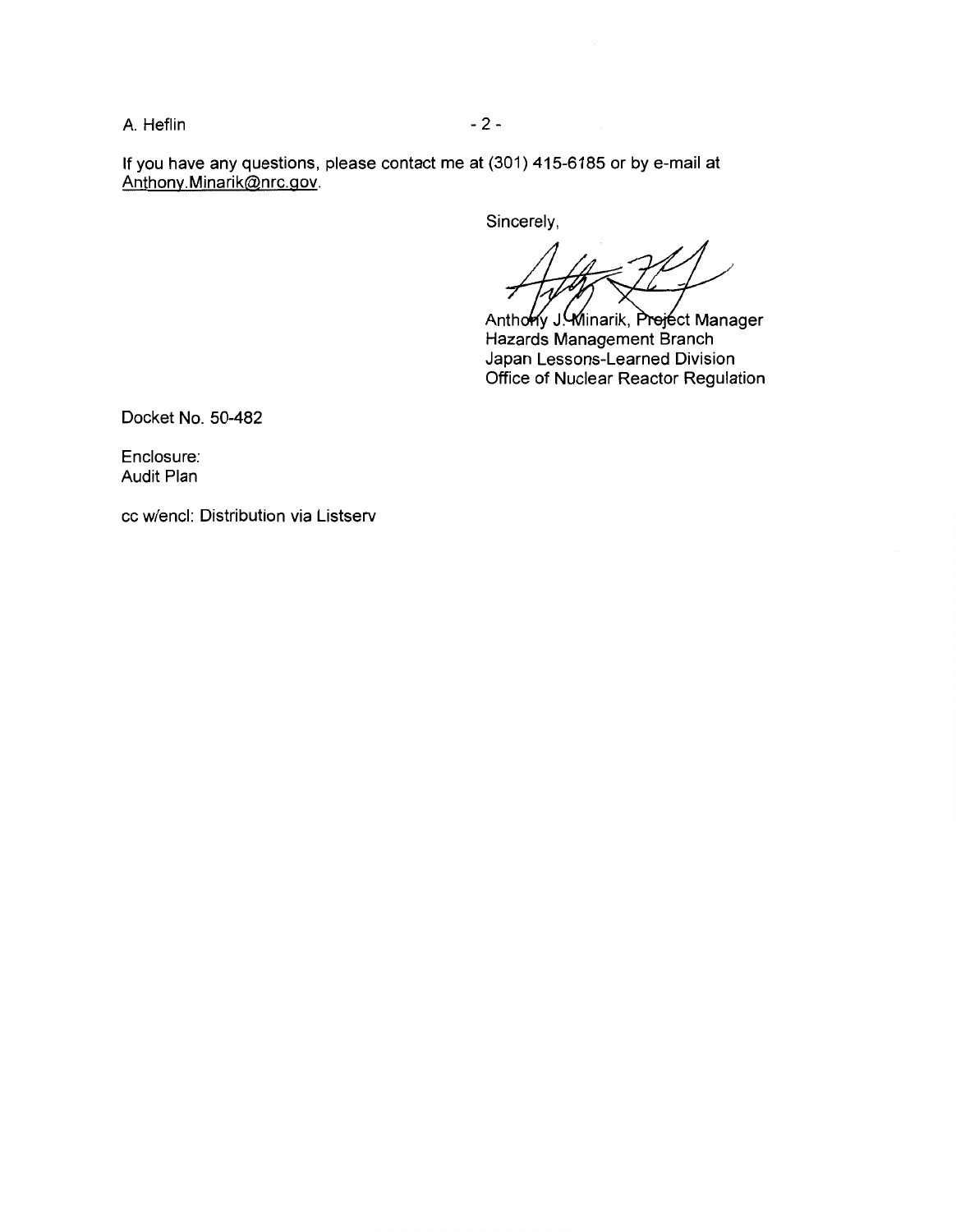If you have any questions, please contact me at (301) 415-6185 or by e-mail at Anthony.Minarik@nrc.gov.

Sincerely,

Anthony J. Minarik, Project Manager
Hazards Management Branch
Japan Lessons-Learned Division
Office of Nuclear Reactor Regulation

Docket No. 50-482

Enclosure:
Audit Plan

cc w/encl: Distribution via Listserv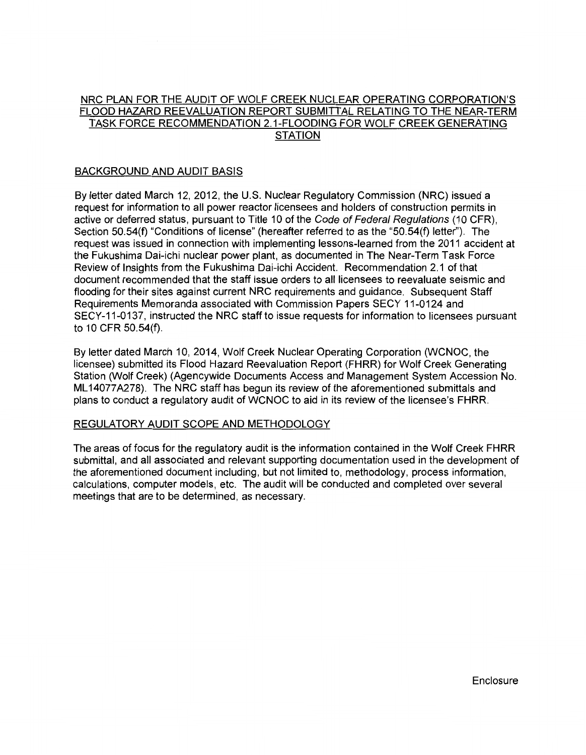# NRC PLAN FOR THE AUDIT OF WOLF CREEK NUCLEAR OPERATING CORPORATION'S FLOOD HAZARD REEVALUATION REPORT SUBMITTAL RELATING TO THE NEAR-TERM TASK FORCE RECOMMENDATION 2.1-FLOODING FOR WOLF CREEK GENERATING STATION

## BACKGROUND AND AUDIT BASIS

By letter dated March 12, 2012, the U.S. Nuclear Regulatory Commission (NRC) issued a request for information to all power reactor licensees and holders of construction permits in active or deferred status, pursuant to Title 10 of the *Code of Federal Regulations* (10 CFR), Section 50.54(f) "Conditions of license" (hereafter referred to as the "50.54(f) letter"). The request was issued in connection with implementing lessons-learned from the 2011 accident at the Fukushima Dai-ichi nuclear power plant, as documented in The Near-Term Task Force Review of Insights from the Fukushima Dai-ichi Accident. Recommendation 2.1 of that document recommended that the staff issue orders to all licensees to reevaluate seismic and flooding for their sites against current NRC requirements and guidance. Subsequent Staff Requirements Memoranda associated with Commission Papers SECY 11-0124 and SECY-11-0137, instructed the NRC staff to issue requests for information to licensees pursuant to 10 CFR 50.54(f).

By letter dated March 10, 2014, Wolf Creek Nuclear Operating Corporation (WCNOC, the licensee) submitted its Flood Hazard Reevaluation Report (FHRR) for Wolf Creek Generating Station (Wolf Creek) (Agencywide Documents Access and Management System Accession No. ML14077A278). The NRC staff has begun its review of the aforementioned submittals and plans to conduct a regulatory audit of WCNOC to aid in its review of the licensee's FHRR.

## REGULATORY AUDIT SCOPE AND METHODOLOGY

The areas of focus for the regulatory audit is the information contained in the Wolf Creek FHRR submittal, and all associated and relevant supporting documentation used in the development of the aforementioned document including, but not limited to, methodology, process information, calculations, computer models, etc. The audit will be conducted and completed over several meetings that are to be determined, as necessary.

Enclosure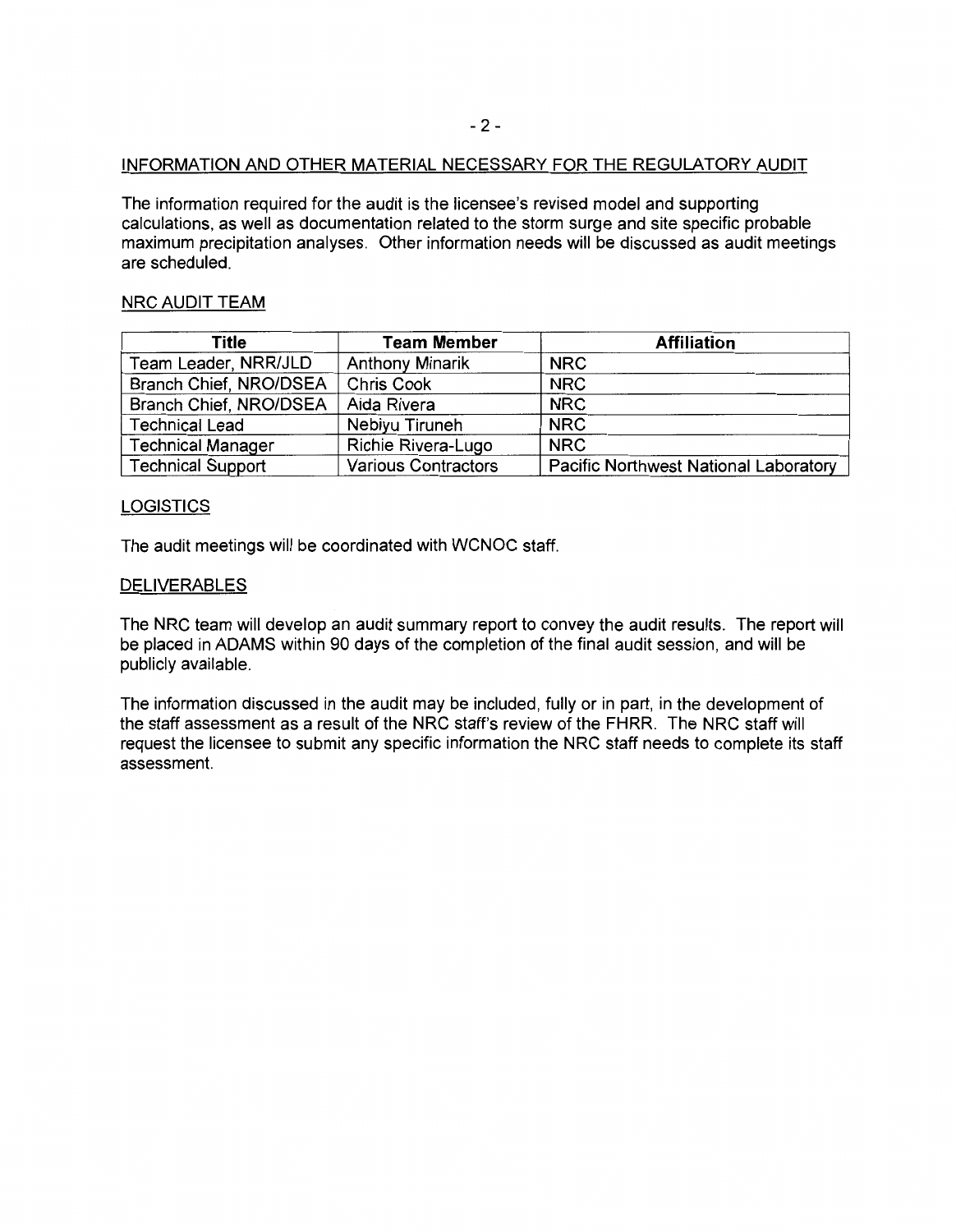## INFORMATION AND OTHER MATERIAL NECESSARY FOR THE REGULATORY AUDIT

The information required for the audit is the licensee's revised model and supporting calculations, as well as documentation related to the storm surge and site specific probable maximum precipitation analyses. Other information needs will be discussed as audit meetings are scheduled.

## NRC AUDIT TEAM

| Title | Team Member | Affiliation |
|---|---|---|
| Team Leader, NRR/JLD | Anthony Minarik | NRC |
| Branch Chief, NRO/DSEA | Chris Cook | NRC |
| Branch Chief, NRO/DSEA | Aida Rivera | NRC |
| Technical Lead | Nebiyu Tiruneh | NRC |
| Technical Manager | Richie Rivera-Lugo | NRC |
| Technical Support | Various Contractors | Pacific Northwest National Laboratory |

## LOGISTICS

The audit meetings will be coordinated with WCNOC staff.

## DELIVERABLES

The NRC team will develop an audit summary report to convey the audit results. The report will be placed in ADAMS within 90 days of the completion of the final audit session, and will be publicly available.

The information discussed in the audit may be included, fully or in part, in the development of the staff assessment as a result of the NRC staff's review of the FHRR. The NRC staff will request the licensee to submit any specific information the NRC staff needs to complete its staff assessment.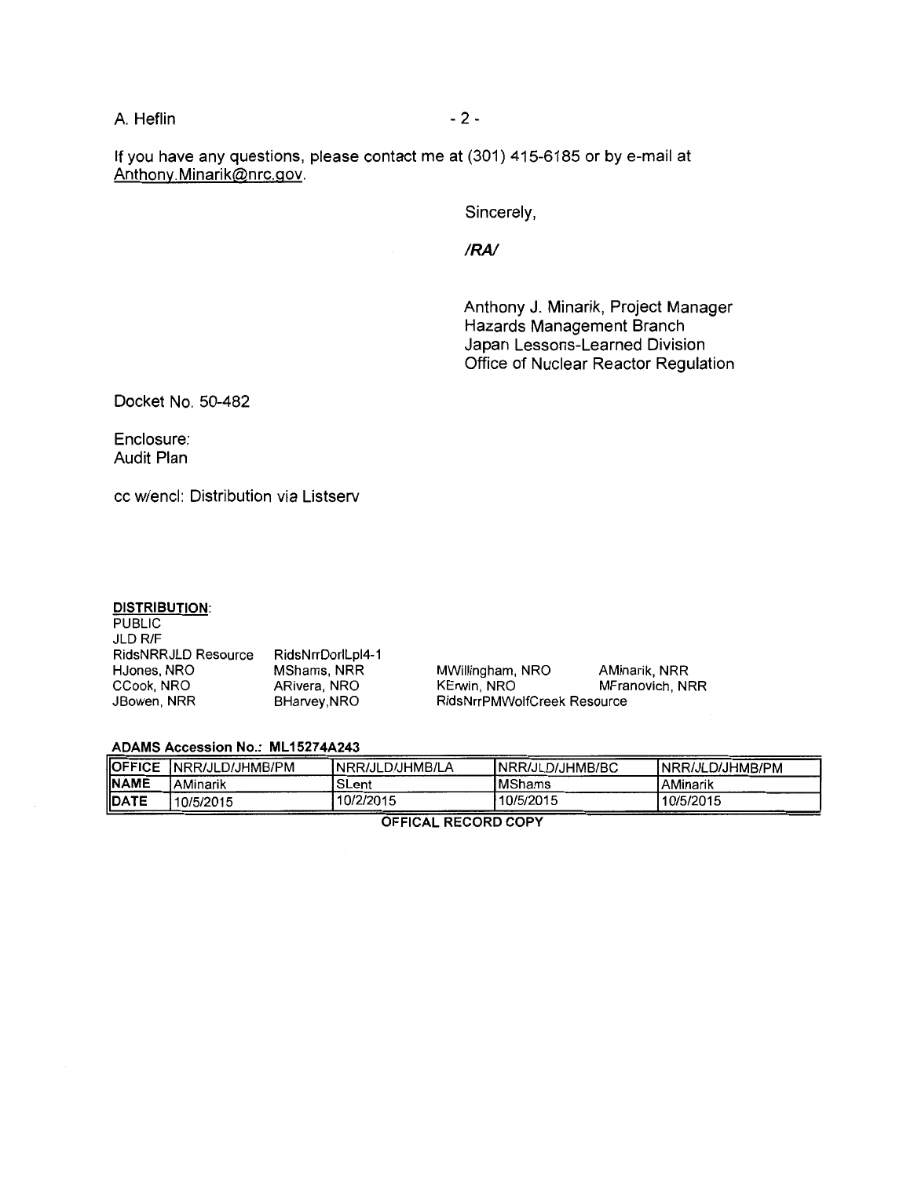If you have any questions, please contact me at (301) 415-6185 or by e-mail at Anthony.Minarik@nrc.gov.

Sincerely,

*/RA/*

Anthony J. Minarik, Project Manager
Hazards Management Branch
Japan Lessons-Learned Division
Office of Nuclear Reactor Regulation

Docket No. 50-482

Enclosure:
Audit Plan

cc w/encl: Distribution via Listserv

**DISTRIBUTION**:
PUBLIC
JLD R/F
RidsNRRJLD Resource
HJones, NRO
CCook, NRO
JBowen, NRR
RidsNrrDorlLpl4-1
MShams, NRR
ARivera, NRO
BHarvey,NRO
MWillingham, NRO
KErwin, NRO
RidsNrrPMWolfCreek Resource
AMinarik, NRR
MFranovich, NRR

**ADAMS Accession No.: ML15274A243**

| OFFICE | NRR/JLD/JHMB/PM | NRR/JLD/JHMB/LA | NRR/JLD/JHMB/BC | NRR/JLD/JHMB/PM |
|---|---|---|---|---|
| NAME | AMinarik | SLent | MShams | AMinarik |
| DATE | 10/5/2015 | 10/2/2015 | 10/5/2015 | 10/5/2015 |

OFFICAL RECORD COPY